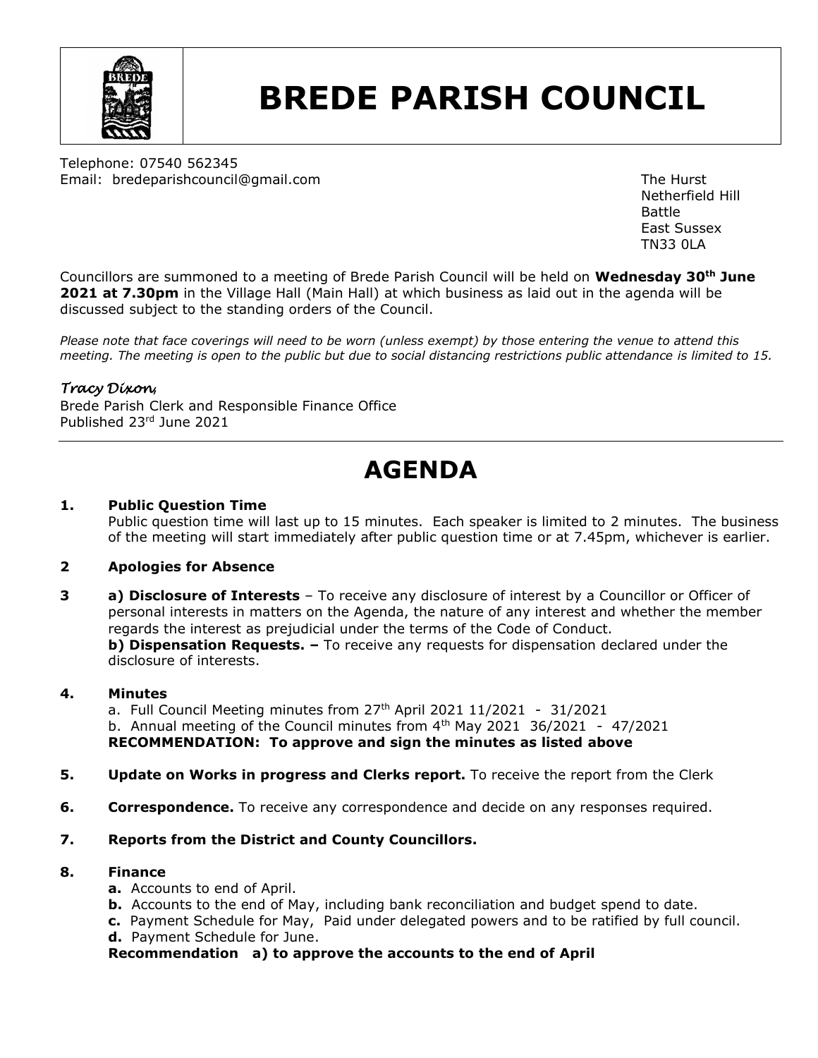# BREDE PARISH COUNCIL

Telephone: 07540 562345
Email: bredeparishcouncil@gmail.com

The Hurst
Netherfield Hill
Battle
East Sussex
TN33 0LA

Councillors are summoned to a meeting of Brede Parish Council will be held on **Wednesday 30th June 2021 at 7.30pm** in the Village Hall (Main Hall) at which business as laid out in the agenda will be discussed subject to the standing orders of the Council.

*Please note that face coverings will need to be worn (unless exempt) by those entering the venue to attend this meeting. The meeting is open to the public but due to social distancing restrictions public attendance is limited to 15.*

*Tracy Dixon,*
Brede Parish Clerk and Responsible Finance Office
Published 23rd June 2021

---

# AGENDA

**1. Public Question Time**
Public question time will last up to 15 minutes. Each speaker is limited to 2 minutes. The business of the meeting will start immediately after public question time or at 7.45pm, whichever is earlier.

**2 Apologies for Absence**

**3** **a) Disclosure of Interests** – To receive any disclosure of interest by a Councillor or Officer of personal interests in matters on the Agenda, the nature of any interest and whether the member regards the interest as prejudicial under the terms of the Code of Conduct.
**b) Dispensation Requests. –** To receive any requests for dispensation declared under the disclosure of interests.

**4. Minutes**
a. Full Council Meeting minutes from 27th April 2021 11/2021 - 31/2021
b. Annual meeting of the Council minutes from 4th May 2021 36/2021 - 47/2021
**RECOMMENDATION: To approve and sign the minutes as listed above**

**5. Update on Works in progress and Clerks report.** To receive the report from the Clerk

**6. Correspondence.** To receive any correspondence and decide on any responses required.

**7. Reports from the District and County Councillors.**

**8. Finance**
- **a.** Accounts to end of April.
- **b.** Accounts to the end of May, including bank reconciliation and budget spend to date.
- **c.** Payment Schedule for May, Paid under delegated powers and to be ratified by full council.
- **d.** Payment Schedule for June.

**Recommendation a) to approve the accounts to the end of April**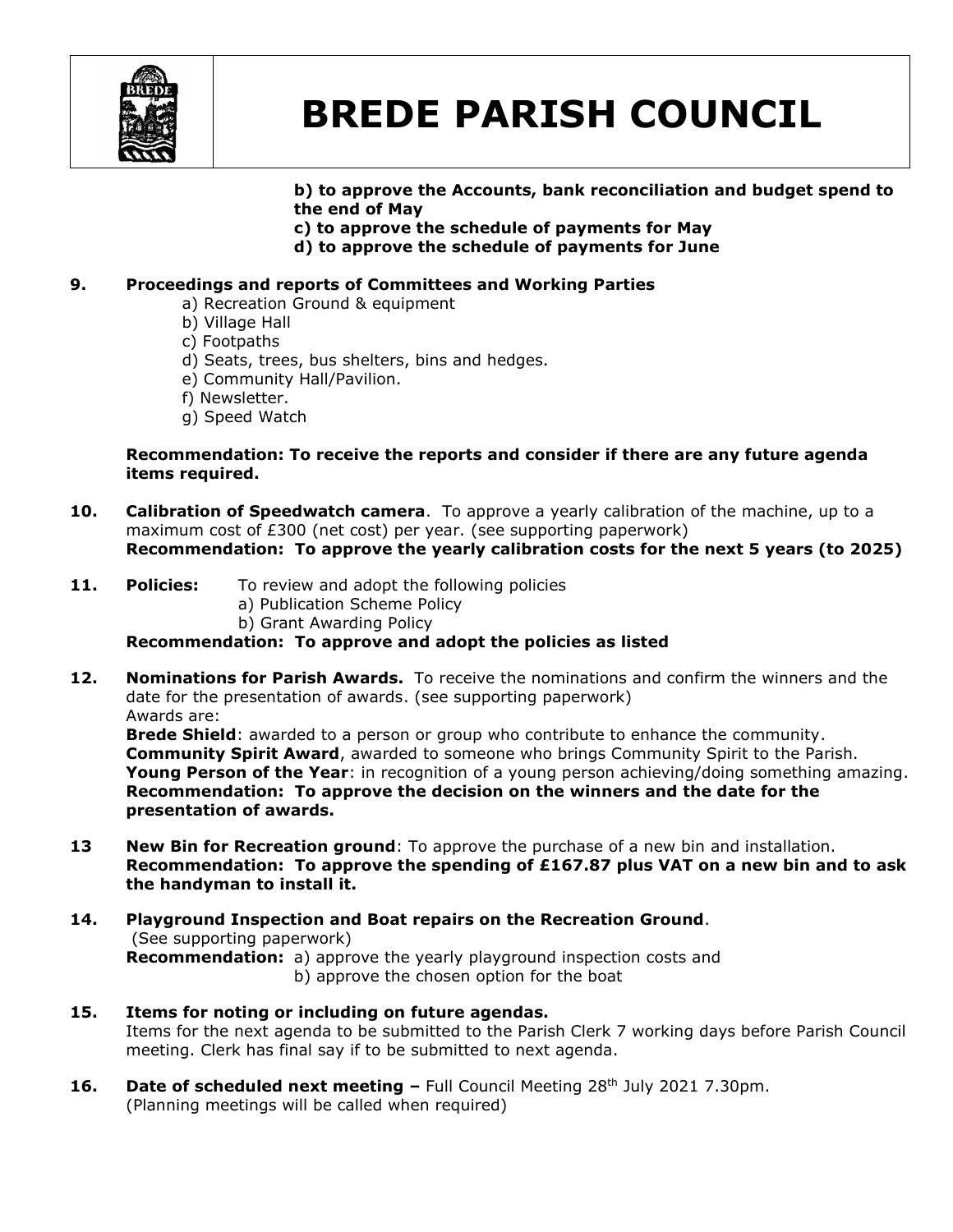# BREDE PARISH COUNCIL

**b) to approve the Accounts, bank reconciliation and budget spend to the end of May**
**c) to approve the schedule of payments for May**
**d) to approve the schedule of payments for June**

**9. Proceedings and reports of Committees and Working Parties**

a) Recreation Ground & equipment
b) Village Hall
c) Footpaths
d) Seats, trees, bus shelters, bins and hedges.
e) Community Hall/Pavilion.
f) Newsletter.
g) Speed Watch

**Recommendation: To receive the reports and consider if there are any future agenda items required.**

**10. Calibration of Speedwatch camera**. To approve a yearly calibration of the machine, up to a maximum cost of £300 (net cost) per year. (see supporting paperwork)
**Recommendation: To approve the yearly calibration costs for the next 5 years (to 2025)**

**11. Policies:** To review and adopt the following policies
a) Publication Scheme Policy
b) Grant Awarding Policy
**Recommendation: To approve and adopt the policies as listed**

**12. Nominations for Parish Awards.** To receive the nominations and confirm the winners and the date for the presentation of awards. (see supporting paperwork)
Awards are:
**Brede Shield**: awarded to a person or group who contribute to enhance the community.
**Community Spirit Award**, awarded to someone who brings Community Spirit to the Parish.
**Young Person of the Year**: in recognition of a young person achieving/doing something amazing.
**Recommendation: To approve the decision on the winners and the date for the presentation of awards.**

**13 New Bin for Recreation ground**: To approve the purchase of a new bin and installation.
**Recommendation: To approve the spending of £167.87 plus VAT on a new bin and to ask the handyman to install it.**

**14. Playground Inspection and Boat repairs on the Recreation Ground**.
(See supporting paperwork)
**Recommendation:** a) approve the yearly playground inspection costs and
b) approve the chosen option for the boat

**15. Items for noting or including on future agendas.**
Items for the next agenda to be submitted to the Parish Clerk 7 working days before Parish Council meeting. Clerk has final say if to be submitted to next agenda.

**16. Date of scheduled next meeting –** Full Council Meeting 28th July 2021 7.30pm.
(Planning meetings will be called when required)